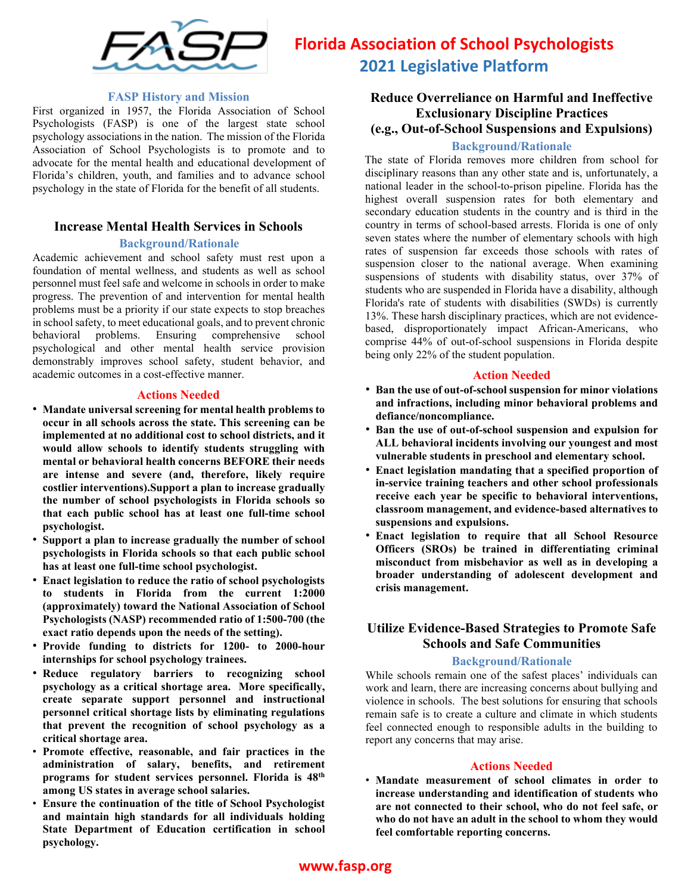# Florida Association of School Psychologists
## 2021 Legislative Platform

### FASP History and Mission

First organized in 1957, the Florida Association of School Psychologists (FASP) is one of the largest state school psychology associations in the nation. The mission of the Florida Association of School Psychologists is to promote and to advocate for the mental health and educational development of Florida's children, youth, and families and to advance school psychology in the state of Florida for the benefit of all students.

## Increase Mental Health Services in Schools

### Background/Rationale

Academic achievement and school safety must rest upon a foundation of mental wellness, and students as well as school personnel must feel safe and welcome in schools in order to make progress. The prevention of and intervention for mental health problems must be a priority if our state expects to stop breaches in school safety, to meet educational goals, and to prevent chronic behavioral problems. Ensuring comprehensive school psychological and other mental health service provision demonstrably improves school safety, student behavior, and academic outcomes in a cost-effective manner.

### Actions Needed

- **Mandate universal screening for mental health problems to occur in all schools across the state. This screening can be implemented at no additional cost to school districts, and it would allow schools to identify students struggling with mental or behavioral health concerns BEFORE their needs are intense and severe (and, therefore, likely require costlier interventions).Support a plan to increase gradually the number of school psychologists in Florida schools so that each public school has at least one full-time school psychologist.**
- **Support a plan to increase gradually the number of school psychologists in Florida schools so that each public school has at least one full-time school psychologist.**
- **Enact legislation to reduce the ratio of school psychologists to students in Florida from the current 1:2000 (approximately) toward the National Association of School Psychologists (NASP) recommended ratio of 1:500-700 (the exact ratio depends upon the needs of the setting).**
- **Provide funding to districts for 1200- to 2000-hour internships for school psychology trainees.**
- **Reduce regulatory barriers to recognizing school psychology as a critical shortage area. More specifically, create separate support personnel and instructional personnel critical shortage lists by eliminating regulations that prevent the recognition of school psychology as a critical shortage area.**
- **Promote effective, reasonable, and fair practices in the administration of salary, benefits, and retirement programs for student services personnel. Florida is 48th among US states in average school salaries.**
- **Ensure the continuation of the title of School Psychologist and maintain high standards for all individuals holding State Department of Education certification in school psychology.**

## Reduce Overreliance on Harmful and Ineffective Exclusionary Discipline Practices (e.g., Out-of-School Suspensions and Expulsions)

### Background/Rationale

The state of Florida removes more children from school for disciplinary reasons than any other state and is, unfortunately, a national leader in the school-to-prison pipeline. Florida has the highest overall suspension rates for both elementary and secondary education students in the country and is third in the country in terms of school-based arrests. Florida is one of only seven states where the number of elementary schools with high rates of suspension far exceeds those schools with rates of suspension closer to the national average. When examining suspensions of students with disability status, over 37% of students who are suspended in Florida have a disability, although Florida's rate of students with disabilities (SWDs) is currently 13%. These harsh disciplinary practices, which are not evidence-based, disproportionately impact African-Americans, who comprise 44% of out-of-school suspensions in Florida despite being only 22% of the student population.

### Action Needed

- **Ban the use of out-of-school suspension for minor violations and infractions, including minor behavioral problems and defiance/noncompliance.**
- **Ban the use of out-of-school suspension and expulsion for ALL behavioral incidents involving our youngest and most vulnerable students in preschool and elementary school.**
- **Enact legislation mandating that a specified proportion of in-service training teachers and other school professionals receive each year be specific to behavioral interventions, classroom management, and evidence-based alternatives to suspensions and expulsions.**
- **Enact legislation to require that all School Resource Officers (SROs) be trained in differentiating criminal misconduct from misbehavior as well as in developing a broader understanding of adolescent development and crisis management.**

## Utilize Evidence-Based Strategies to Promote Safe Schools and Safe Communities

### Background/Rationale

While schools remain one of the safest places' individuals can work and learn, there are increasing concerns about bullying and violence in schools. The best solutions for ensuring that schools remain safe is to create a culture and climate in which students feel connected enough to responsible adults in the building to report any concerns that may arise.

### Actions Needed

- **Mandate measurement of school climates in order to increase understanding and identification of students who are not connected to their school, who do not feel safe, or who do not have an adult in the school to whom they would feel comfortable reporting concerns.**

www.fasp.org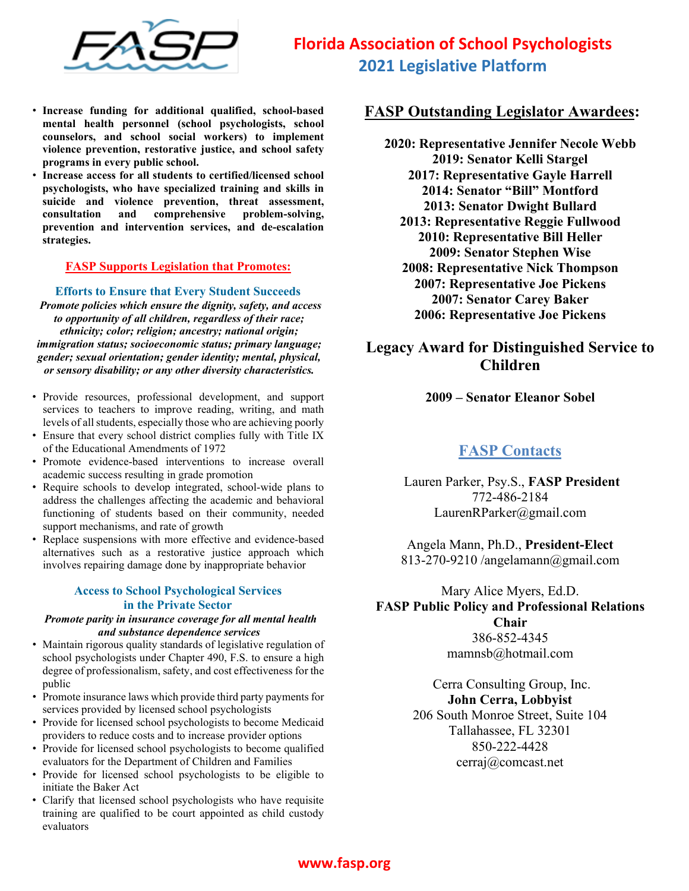# Florida Association of School Psychologists

## 2021 Legislative Platform

- **Increase funding for additional qualified, school-based mental health personnel (school psychologists, school counselors, and school social workers) to implement violence prevention, restorative justice, and school safety programs in every public school.**
- **Increase access for all students to certified/licensed school psychologists, who have specialized training and skills in suicide and violence prevention, threat assessment, consultation and comprehensive problem-solving, prevention and intervention services, and de-escalation strategies.**

### FASP Supports Legislation that Promotes:

#### Efforts to Ensure that Every Student Succeeds

***Promote policies which ensure the dignity, safety, and access to opportunity of all children, regardless of their race; ethnicity; color; religion; ancestry; national origin; immigration status; socioeconomic status; primary language; gender; sexual orientation; gender identity; mental, physical, or sensory disability; or any other diversity characteristics.***

- Provide resources, professional development, and support services to teachers to improve reading, writing, and math levels of all students, especially those who are achieving poorly
- Ensure that every school district complies fully with Title IX of the Educational Amendments of 1972
- Promote evidence-based interventions to increase overall academic success resulting in grade promotion
- Require schools to develop integrated, school-wide plans to address the challenges affecting the academic and behavioral functioning of students based on their community, needed support mechanisms, and rate of growth
- Replace suspensions with more effective and evidence-based alternatives such as a restorative justice approach which involves repairing damage done by inappropriate behavior

#### Access to School Psychological Services in the Private Sector

***Promote parity in insurance coverage for all mental health and substance dependence services***

- Maintain rigorous quality standards of legislative regulation of school psychologists under Chapter 490, F.S. to ensure a high degree of professionalism, safety, and cost effectiveness for the public
- Promote insurance laws which provide third party payments for services provided by licensed school psychologists
- Provide for licensed school psychologists to become Medicaid providers to reduce costs and to increase provider options
- Provide for licensed school psychologists to become qualified evaluators for the Department of Children and Families
- Provide for licensed school psychologists to be eligible to initiate the Baker Act
- Clarify that licensed school psychologists who have requisite training are qualified to be court appointed as child custody evaluators

## FASP Outstanding Legislator Awardees:

**2020: Representative Jennifer Necole Webb**
**2019: Senator Kelli Stargel**
**2017: Representative Gayle Harrell**
**2014: Senator "Bill" Montford**
**2013: Senator Dwight Bullard**
**2013: Representative Reggie Fullwood**
**2010: Representative Bill Heller**
**2009: Senator Stephen Wise**
**2008: Representative Nick Thompson**
**2007: Representative Joe Pickens**
**2007: Senator Carey Baker**
**2006: Representative Joe Pickens**

## Legacy Award for Distinguished Service to Children

**2009 – Senator Eleanor Sobel**

## FASP Contacts

Lauren Parker, Psy.S., **FASP President**
772-486-2184
LaurenRParker@gmail.com

Angela Mann, Ph.D., **President-Elect**
813-270-9210 /angelamann@gmail.com

Mary Alice Myers, Ed.D.
**FASP Public Policy and Professional Relations Chair**
386-852-4345
mamnsb@hotmail.com

Cerra Consulting Group, Inc.
**John Cerra, Lobbyist**
206 South Monroe Street, Suite 104
Tallahassee, FL 32301
850-222-4428
cerraj@comcast.net

**www.fasp.org**